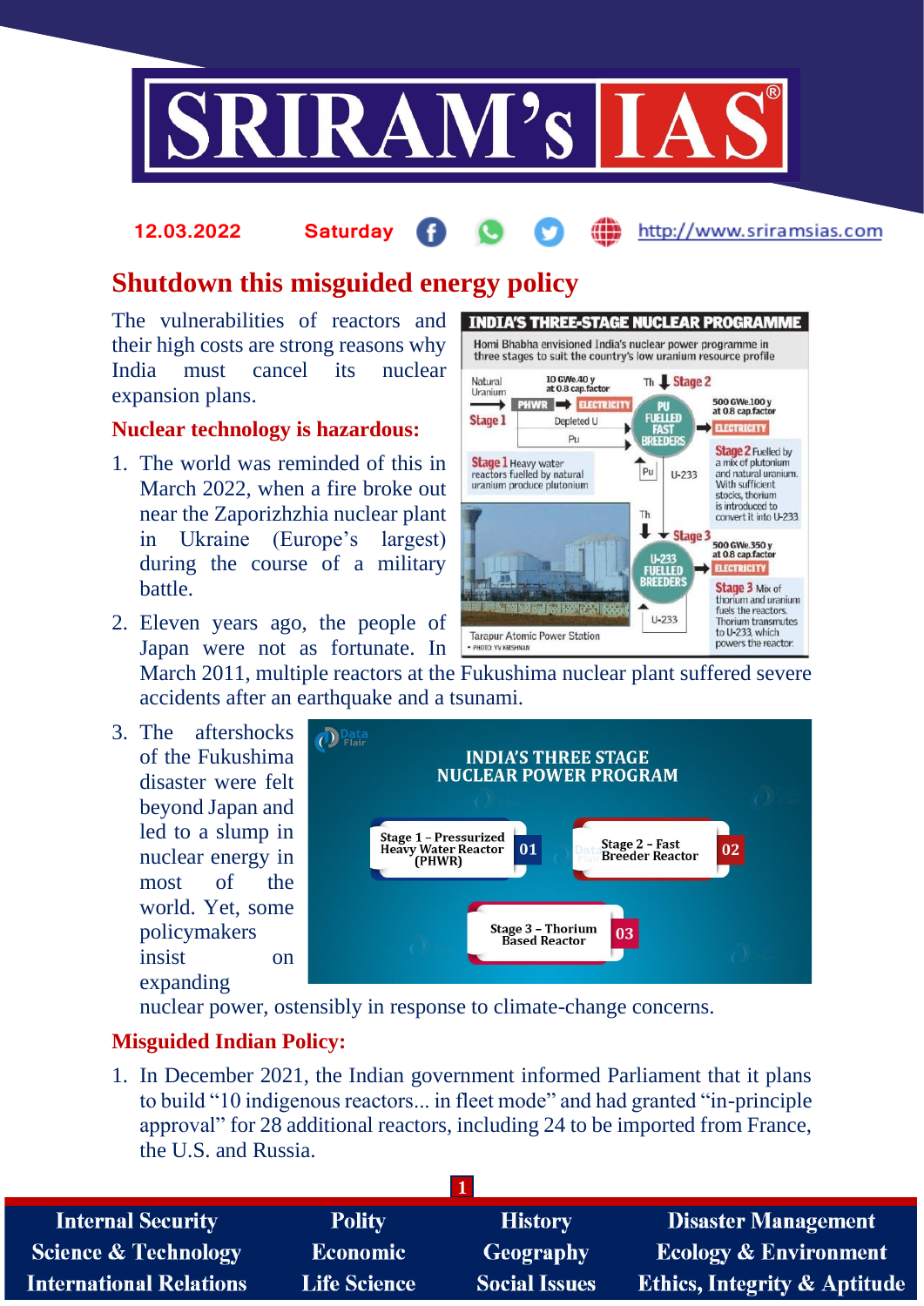# Shutdown this misguided energy policy

The vulnerabilities of reactors and their high costs are strong reasons why India must cancel its nuclear expansion plans.

## Nuclear technology is hazardous:

1. The world was reminded of this in March 2022, when a fire broke out near the Zaporizhzhia nuclear plant in Ukraine (Europe's largest) during the course of a military battle.
2. Eleven years ago, the people of Japan were not as fortunate. In March 2011, multiple reactors at the Fukushima nuclear plant suffered severe accidents after an earthquake and a tsunami.
3. The aftershocks of the Fukushima disaster were felt beyond Japan and led to a slump in nuclear energy in most of the world. Yet, some policymakers insist on expanding nuclear power, ostensibly in response to climate-change concerns.

## Misguided Indian Policy:

1. In December 2021, the Indian government informed Parliament that it plans to build "10 indigenous reactors... in fleet mode" and had granted "in-principle approval" for 28 additional reactors, including 24 to be imported from France, the U.S. and Russia.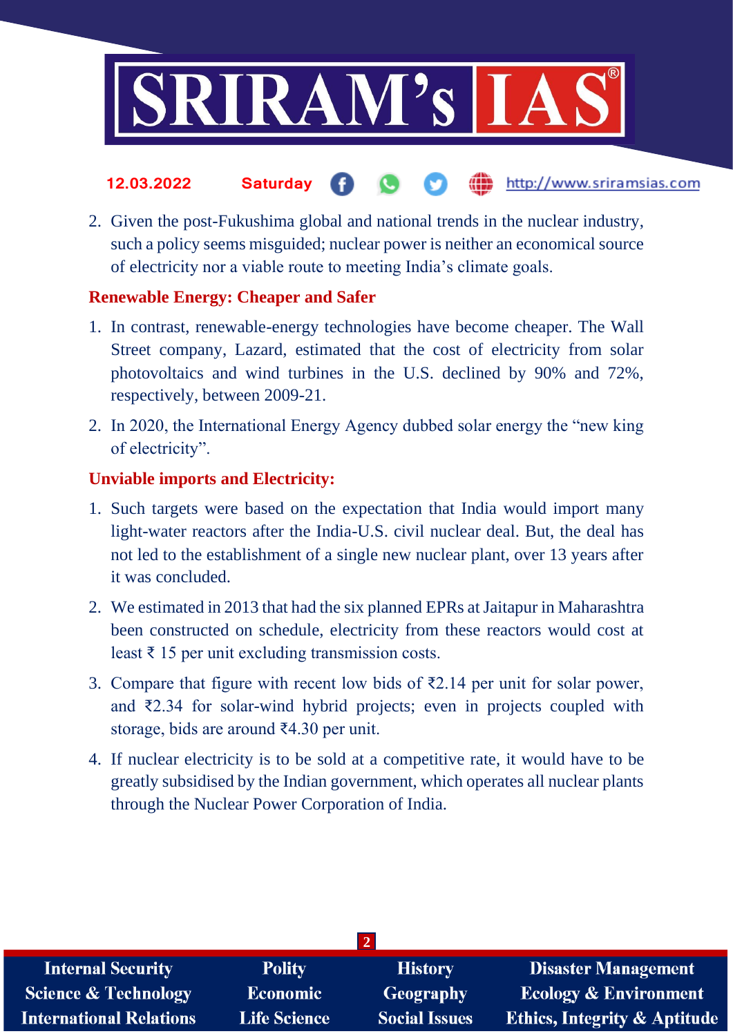2. Given the post-Fukushima global and national trends in the nuclear industry, such a policy seems misguided; nuclear power is neither an economical source of electricity nor a viable route to meeting India's climate goals.

### Renewable Energy: Cheaper and Safer

1. In contrast, renewable-energy technologies have become cheaper. The Wall Street company, Lazard, estimated that the cost of electricity from solar photovoltaics and wind turbines in the U.S. declined by 90% and 72%, respectively, between 2009-21.
2. In 2020, the International Energy Agency dubbed solar energy the "new king of electricity".

### Unviable imports and Electricity:

1. Such targets were based on the expectation that India would import many light-water reactors after the India-U.S. civil nuclear deal. But, the deal has not led to the establishment of a single new nuclear plant, over 13 years after it was concluded.
2. We estimated in 2013 that had the six planned EPRs at Jaitapur in Maharashtra been constructed on schedule, electricity from these reactors would cost at least ₹ 15 per unit excluding transmission costs.
3. Compare that figure with recent low bids of ₹2.14 per unit for solar power, and ₹2.34 for solar-wind hybrid projects; even in projects coupled with storage, bids are around ₹4.30 per unit.
4. If nuclear electricity is to be sold at a competitive rate, it would have to be greatly subsidised by the Indian government, which operates all nuclear plants through the Nuclear Power Corporation of India.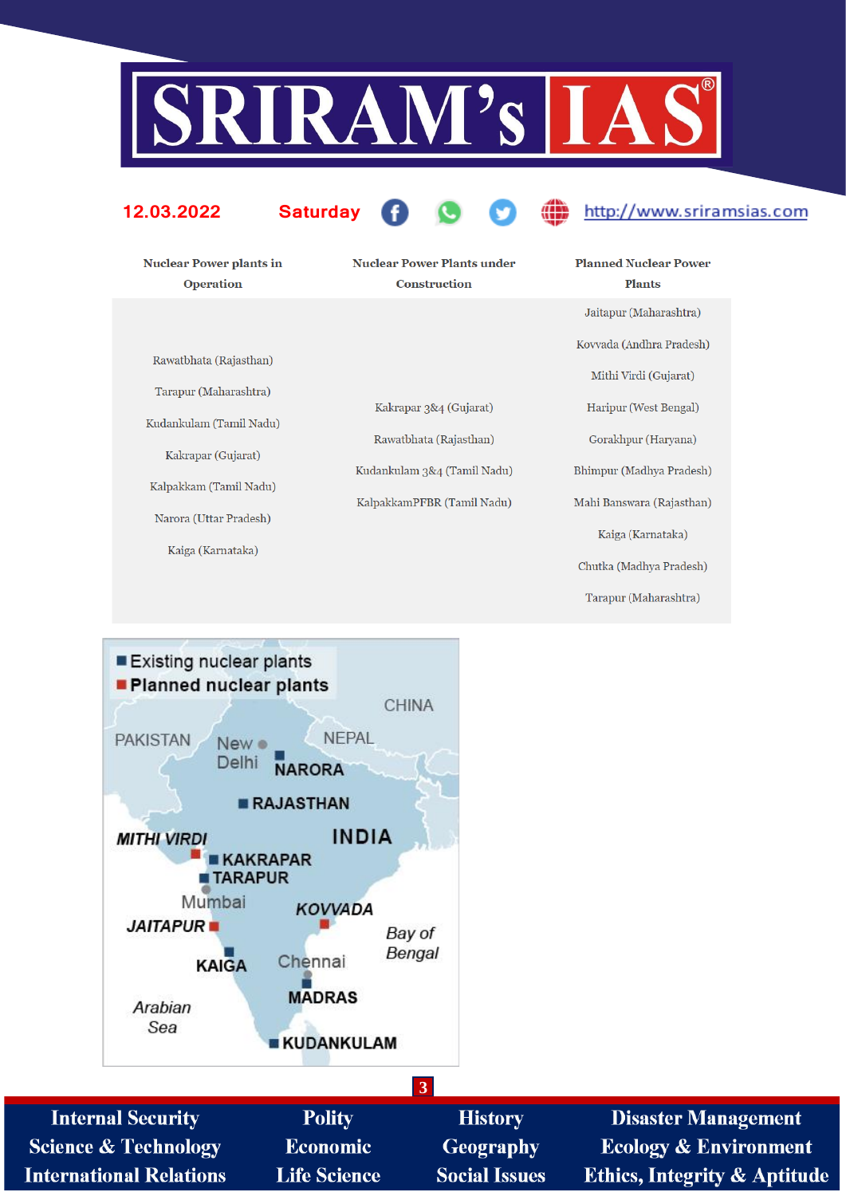| Nuclear Power plants in Operation | Nuclear Power Plants under Construction | Planned Nuclear Power Plants |
|---|---|---|
| Rawatbhata (Rajasthan) | Kakrapar 3&4 (Gujarat) | Jaitapur (Maharashtra) |
| Tarapur (Maharashtra) | Rawatbhata (Rajasthan) | Kovvada (Andhra Pradesh) |
| Kudankulam (Tamil Nadu) | Kudankulam 3&4 (Tamil Nadu) | Mithi Virdi (Gujarat) |
| Kakrapar (Gujarat) | KalpakkamPFBR (Tamil Nadu) | Haripur (West Bengal) |
| Kalpakkam (Tamil Nadu) | | Gorakhpur (Haryana) |
| Narora (Uttar Pradesh) | | Bhimpur (Madhya Pradesh) |
| Kaiga (Karnataka) | | Mahi Banswara (Rajasthan) |
| | | Kaiga (Karnataka) |
| | | Chutka (Madhya Pradesh) |
| | | Tarapur (Maharashtra) |

■ Existing nuclear plants
■ Planned nuclear plants

PAKISTAN, CHINA, NEPAL, New Delhi, NARORA, RAJASTHAN, INDIA, MITHI VIRDI, KAKRAPAR, TARAPUR, Mumbai, JAITAPUR, KOVVADA, Bay of Bengal, KAIGA, Chennai, MADRAS, Arabian Sea, KUDANKULAM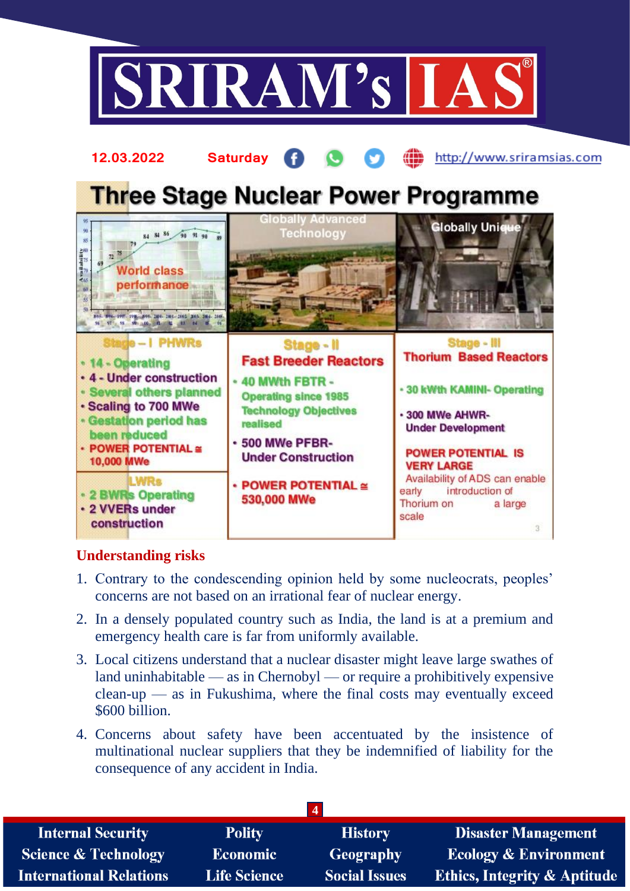# Three Stage Nuclear Power Programme

| Stage – I PHWRs | Stage - II Fast Breeder Reactors | Stage - III Thorium Based Reactors |
|---|---|---|
| • 14 - Operating<br>• 4 - Under construction<br>• Several others planned<br>• Scaling to 700 MWe<br>• Gestation period has been reduced<br>• POWER POTENTIAL ≅ 10,000 MWe<br>**LWRs**<br>• 2 BWRs Operating<br>• 2 VVERs under construction | • 40 MWth FBTR - Operating since 1985 Technology Objectives realised<br>• 500 MWe PFBR- Under Construction<br>• POWER POTENTIAL ≅ 530,000 MWe | • 30 kWth KAMINI- Operating<br>• 300 MWe AHWR- Under Development<br>POWER POTENTIAL IS VERY LARGE<br>Availability of ADS can enable early introduction of Thorium on a large scale |

## Understanding risks

1. Contrary to the condescending opinion held by some nucleocrats, peoples' concerns are not based on an irrational fear of nuclear energy.
2. In a densely populated country such as India, the land is at a premium and emergency health care is far from uniformly available.
3. Local citizens understand that a nuclear disaster might leave large swathes of land uninhabitable — as in Chernobyl — or require a prohibitively expensive clean-up — as in Fukushima, where the final costs may eventually exceed $600 billion.
4. Concerns about safety have been accentuated by the insistence of multinational nuclear suppliers that they be indemnified of liability for the consequence of any accident in India.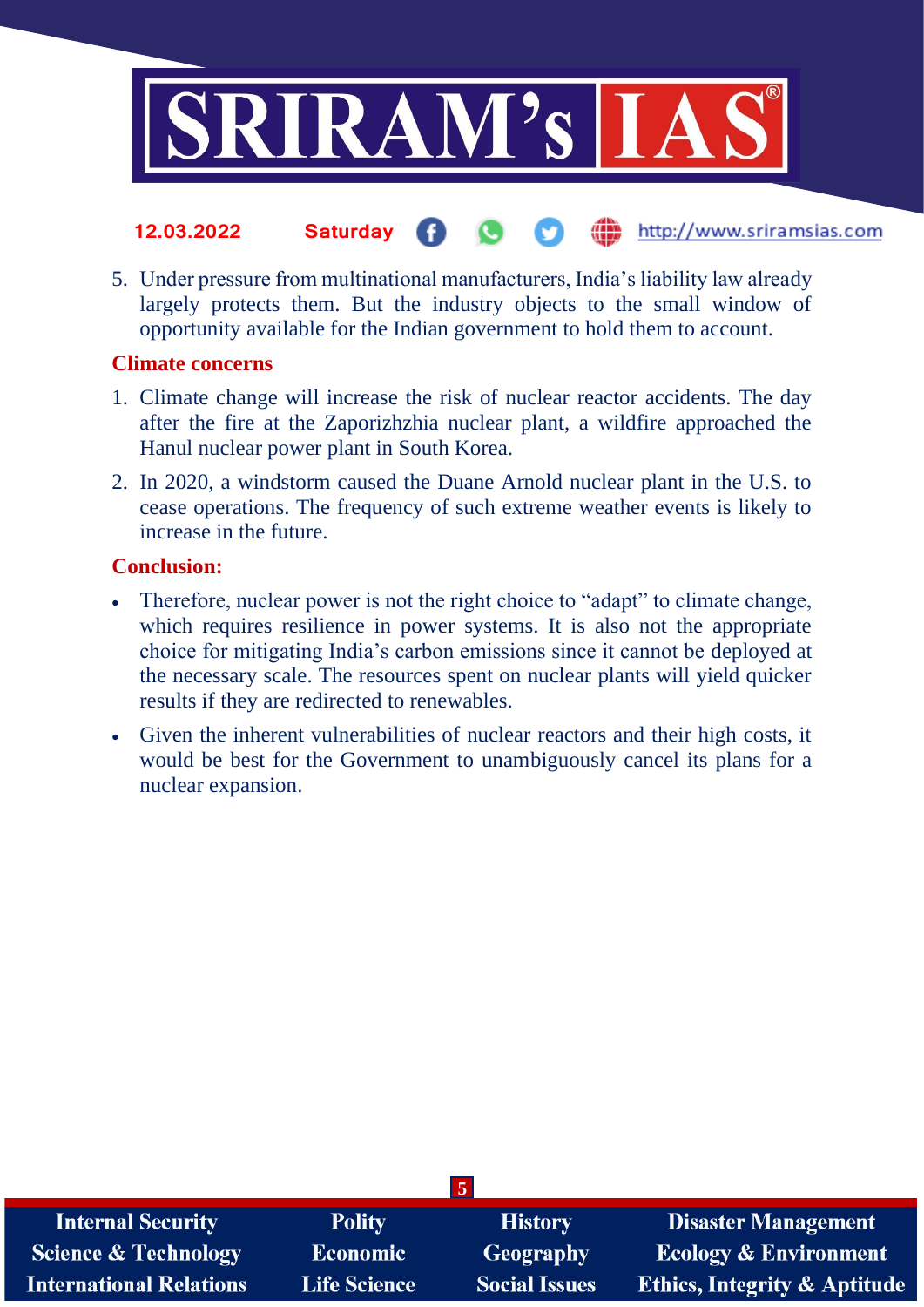5. Under pressure from multinational manufacturers, India's liability law already largely protects them. But the industry objects to the small window of opportunity available for the Indian government to hold them to account.

## Climate concerns

1. Climate change will increase the risk of nuclear reactor accidents. The day after the fire at the Zaporizhzhia nuclear plant, a wildfire approached the Hanul nuclear power plant in South Korea.
2. In 2020, a windstorm caused the Duane Arnold nuclear plant in the U.S. to cease operations. The frequency of such extreme weather events is likely to increase in the future.

## Conclusion:

- Therefore, nuclear power is not the right choice to "adapt" to climate change, which requires resilience in power systems. It is also not the appropriate choice for mitigating India's carbon emissions since it cannot be deployed at the necessary scale. The resources spent on nuclear plants will yield quicker results if they are redirected to renewables.
- Given the inherent vulnerabilities of nuclear reactors and their high costs, it would be best for the Government to unambiguously cancel its plans for a nuclear expansion.